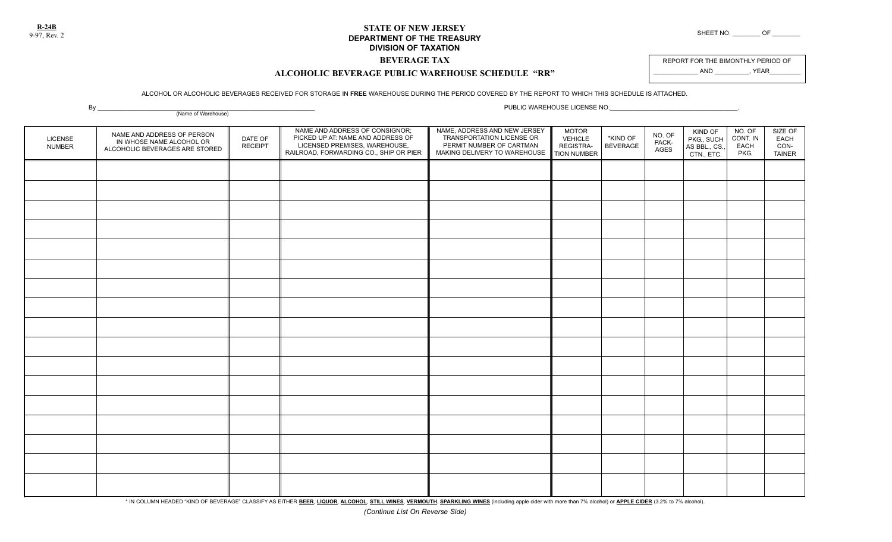**R-24B**
9-97, Rev. 2

SHEET NO. ________ OF ________

# STATE OF NEW JERSEY
## DEPARTMENT OF THE TREASURY
## DIVISION OF TAXATION

### BEVERAGE TAX

### ALCOHOLIC BEVERAGE PUBLIC WAREHOUSE SCHEDULE "RR"

REPORT FOR THE BIMONTHLY PERIOD OF
____________ AND __________, YEAR________

ALCOHOL OR ALCOHOLIC BEVERAGES RECEIVED FOR STORAGE IN **FREE** WAREHOUSE DURING THE PERIOD COVERED BY THE REPORT TO WHICH THIS SCHEDULE IS ATTACHED.

By ______________________________________________________________
(Name of Warehouse)

PUBLIC WAREHOUSE LICENSE NO.______________________________________.

| LICENSE NUMBER | NAME AND ADDRESS OF PERSON IN WHOSE NAME ALCOHOL OR ALCOHOLIC BEVERAGES ARE STORED | DATE OF RECEIPT | NAME AND ADDRESS OF CONSIGNOR; PICKED UP AT: NAME AND ADDRESS OF LICENSED PREMISES, WAREHOUSE, RAILROAD, FORWARDING CO., SHIP OR PIER | NAME, ADDRESS AND NEW JERSEY TRANSPORTATION LICENSE OR PERMIT NUMBER OF CARTMAN MAKING DELIVERY TO WAREHOUSE | MOTOR VEHICLE REGISTRATION NUMBER | *KIND OF BEVERAGE | NO. OF PACKAGES | KIND OF PKG., SUCH AS BBL., CS., CTN., ETC. | NO. OF CONT. IN EACH PKG. | SIZE OF EACH CONTAINER |
|---|---|---|---|---|---|---|---|---|---|---|
| | | | | | | | | | | |
| | | | | | | | | | | |
| | | | | | | | | | | |
| | | | | | | | | | | |
| | | | | | | | | | | |
| | | | | | | | | | | |
| | | | | | | | | | | |
| | | | | | | | | | | |
| | | | | | | | | | | |
| | | | | | | | | | | |
| | | | | | | | | | | |
| | | | | | | | | | | |
| | | | | | | | | | | |
| | | | | | | | | | | |
| | | | | | | | | | | |
| | | | | | | | | | | |
| | | | | | | | | | | |

* IN COLUMN HEADED "KIND OF BEVERAGE" CLASSIFY AS EITHER **BEER**, **LIQUOR**, **ALCOHOL**, **STILL WINES**, **VERMOUTH**, **SPARKLING WINES** (including apple cider with more than 7% alcohol) or **APPLE CIDER** (3.2% to 7% alcohol).

*(Continue List On Reverse Side)*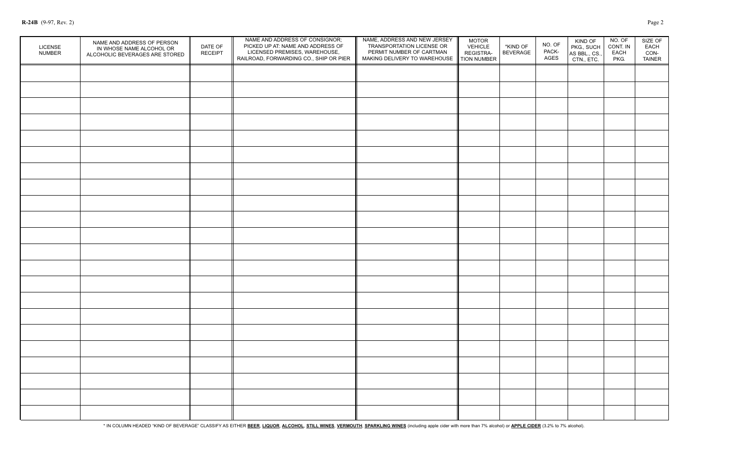| LICENSE NUMBER | NAME AND ADDRESS OF PERSON IN WHOSE NAME ALCOHOL OR ALCOHOLIC BEVERAGES ARE STORED | DATE OF RECEIPT | NAME AND ADDRESS OF CONSIGNOR; PICKED UP AT: NAME AND ADDRESS OF LICENSED PREMISES, WAREHOUSE, RAILROAD, FORWARDING CO., SHIP OR PIER | NAME, ADDRESS AND NEW JERSEY TRANSPORTATION LICENSE OR PERMIT NUMBER OF CARTMAN MAKING DELIVERY TO WAREHOUSE | MOTOR VEHICLE REGISTRATION NUMBER | *KIND OF BEVERAGE | NO. OF PACKAGES | KIND OF PKG., SUCH AS BBL., CS., CTN., ETC. | NO. OF CONT. IN EACH PKG. | SIZE OF EACH CONTAINER |
|---|---|---|---|---|---|---|---|---|---|---|
| | | | | | | | | | | |
| | | | | | | | | | | |
| | | | | | | | | | | |
| | | | | | | | | | | |
| | | | | | | | | | | |
| | | | | | | | | | | |
| | | | | | | | | | | |
| | | | | | | | | | | |
| | | | | | | | | | | |
| | | | | | | | | | | |
| | | | | | | | | | | |
| | | | | | | | | | | |
| | | | | | | | | | | |
| | | | | | | | | | | |
| | | | | | | | | | | |
| | | | | | | | | | | |
| | | | | | | | | | | |
| | | | | | | | | | | |
| | | | | | | | | | | |
| | | | | | | | | | | |
| | | | | | | | | | | |
| | | | | | | | | | | |

* IN COLUMN HEADED "KIND OF BEVERAGE" CLASSIFY AS EITHER **BEER**, **LIQUOR**, **ALCOHOL**, **STILL WINES**, **VERMOUTH**, **SPARKLING WINES** (including apple cider with more than 7% alcohol) or **APPLE CIDER** (3.2% to 7% alcohol).